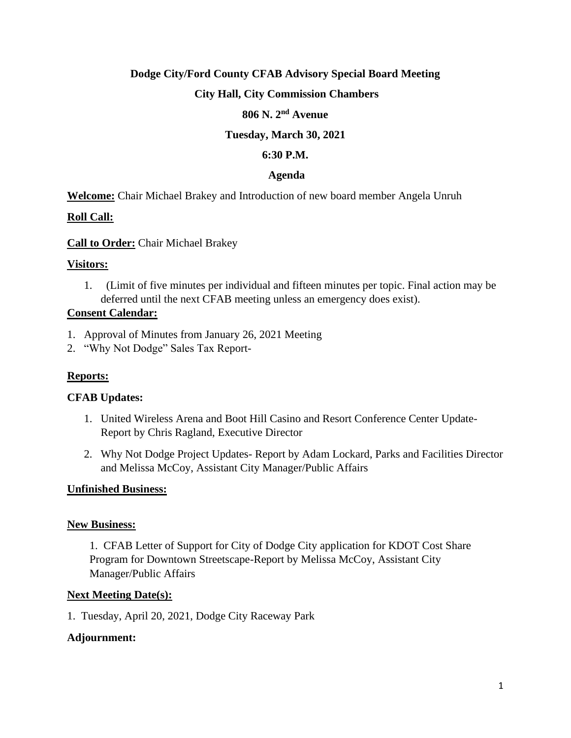**Dodge City/Ford County CFAB Advisory Special Board Meeting**

**City Hall, City Commission Chambers**

**806 N. 2nd Avenue**

**Tuesday, March 30, 2021**

**6:30 P.M.**

**Agenda**

**Welcome:** Chair Michael Brakey and Introduction of new board member Angela Unruh

**Roll Call:**

**Call to Order:** Chair Michael Brakey

**Visitors:**

1. (Limit of five minutes per individual and fifteen minutes per topic. Final action may be deferred until the next CFAB meeting unless an emergency does exist).

**Consent Calendar:**

1. Approval of Minutes from January 26, 2021 Meeting
2. "Why Not Dodge" Sales Tax Report-

**Reports:**

**CFAB Updates:**

1. United Wireless Arena and Boot Hill Casino and Resort Conference Center Update- Report by Chris Ragland, Executive Director
2. Why Not Dodge Project Updates- Report by Adam Lockard, Parks and Facilities Director and Melissa McCoy, Assistant City Manager/Public Affairs

**Unfinished Business:**

**New Business:**

1. CFAB Letter of Support for City of Dodge City application for KDOT Cost Share Program for Downtown Streetscape-Report by Melissa McCoy, Assistant City Manager/Public Affairs

**Next Meeting Date(s):**

1. Tuesday, April 20, 2021, Dodge City Raceway Park

**Adjournment:**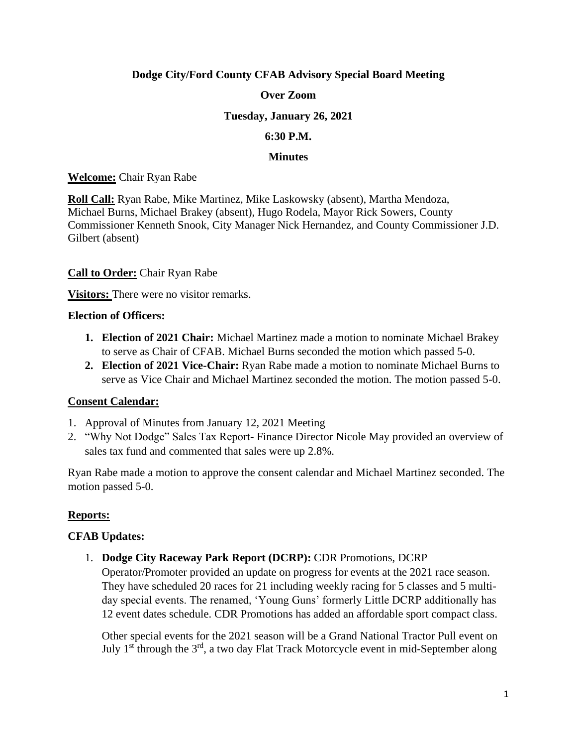**Dodge City/Ford County CFAB Advisory Special Board Meeting**

**Over Zoom**

**Tuesday, January 26, 2021**

**6:30 P.M.**

**Minutes**

**Welcome:** Chair Ryan Rabe

**Roll Call:** Ryan Rabe, Mike Martinez, Mike Laskowsky (absent), Martha Mendoza, Michael Burns, Michael Brakey (absent), Hugo Rodela, Mayor Rick Sowers, County Commissioner Kenneth Snook, City Manager Nick Hernandez, and County Commissioner J.D. Gilbert (absent)

**Call to Order:** Chair Ryan Rabe

**Visitors:** There were no visitor remarks.

**Election of Officers:**

1. **Election of 2021 Chair:** Michael Martinez made a motion to nominate Michael Brakey to serve as Chair of CFAB. Michael Burns seconded the motion which passed 5-0.
2. **Election of 2021 Vice-Chair:** Ryan Rabe made a motion to nominate Michael Burns to serve as Vice Chair and Michael Martinez seconded the motion. The motion passed 5-0.

**Consent Calendar:**

1. Approval of Minutes from January 12, 2021 Meeting
2. "Why Not Dodge" Sales Tax Report- Finance Director Nicole May provided an overview of sales tax fund and commented that sales were up 2.8%.

Ryan Rabe made a motion to approve the consent calendar and Michael Martinez seconded. The motion passed 5-0.

**Reports:**

**CFAB Updates:**

1. **Dodge City Raceway Park Report (DCRP):** CDR Promotions, DCRP Operator/Promoter provided an update on progress for events at the 2021 race season. They have scheduled 20 races for 21 including weekly racing for 5 classes and 5 multi-day special events. The renamed, 'Young Guns' formerly Little DCRP additionally has 12 event dates schedule. CDR Promotions has added an affordable sport compact class.

   Other special events for the 2021 season will be a Grand National Tractor Pull event on July 1st through the 3rd, a two day Flat Track Motorcycle event in mid-September along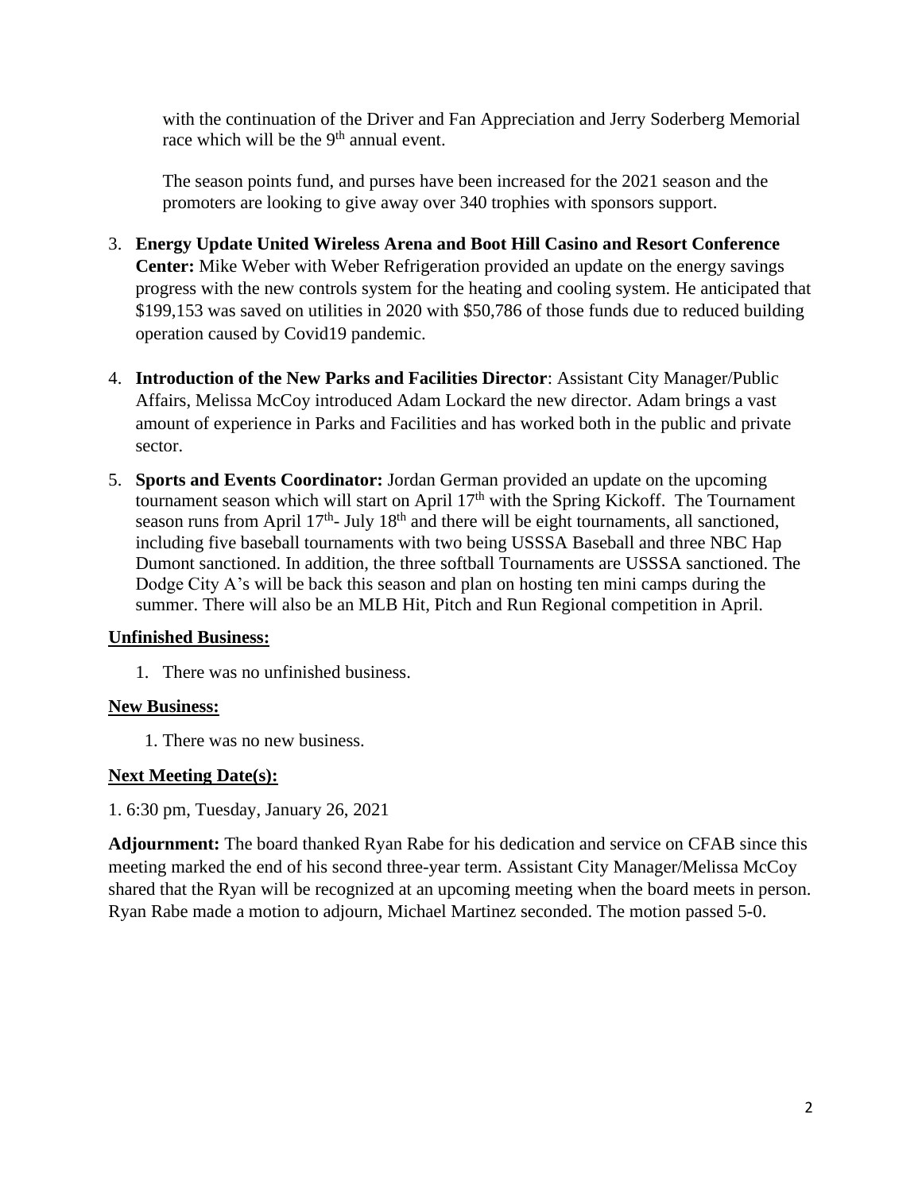with the continuation of the Driver and Fan Appreciation and Jerry Soderberg Memorial race which will be the 9th annual event.

The season points fund, and purses have been increased for the 2021 season and the promoters are looking to give away over 340 trophies with sponsors support.

3. **Energy Update United Wireless Arena and Boot Hill Casino and Resort Conference Center:** Mike Weber with Weber Refrigeration provided an update on the energy savings progress with the new controls system for the heating and cooling system. He anticipated that $199,153 was saved on utilities in 2020 with $50,786 of those funds due to reduced building operation caused by Covid19 pandemic.

4. **Introduction of the New Parks and Facilities Director**: Assistant City Manager/Public Affairs, Melissa McCoy introduced Adam Lockard the new director. Adam brings a vast amount of experience in Parks and Facilities and has worked both in the public and private sector.

5. **Sports and Events Coordinator:** Jordan German provided an update on the upcoming tournament season which will start on April 17th with the Spring Kickoff. The Tournament season runs from April 17th- July 18th and there will be eight tournaments, all sanctioned, including five baseball tournaments with two being USSSA Baseball and three NBC Hap Dumont sanctioned. In addition, the three softball Tournaments are USSSA sanctioned. The Dodge City A's will be back this season and plan on hosting ten mini camps during the summer. There will also be an MLB Hit, Pitch and Run Regional competition in April.

## Unfinished Business:

1. There was no unfinished business.

## New Business:

1. There was no new business.

## Next Meeting Date(s):

1. 6:30 pm, Tuesday, January 26, 2021

**Adjournment:** The board thanked Ryan Rabe for his dedication and service on CFAB since this meeting marked the end of his second three-year term. Assistant City Manager/Melissa McCoy shared that the Ryan will be recognized at an upcoming meeting when the board meets in person. Ryan Rabe made a motion to adjourn, Michael Martinez seconded. The motion passed 5-0.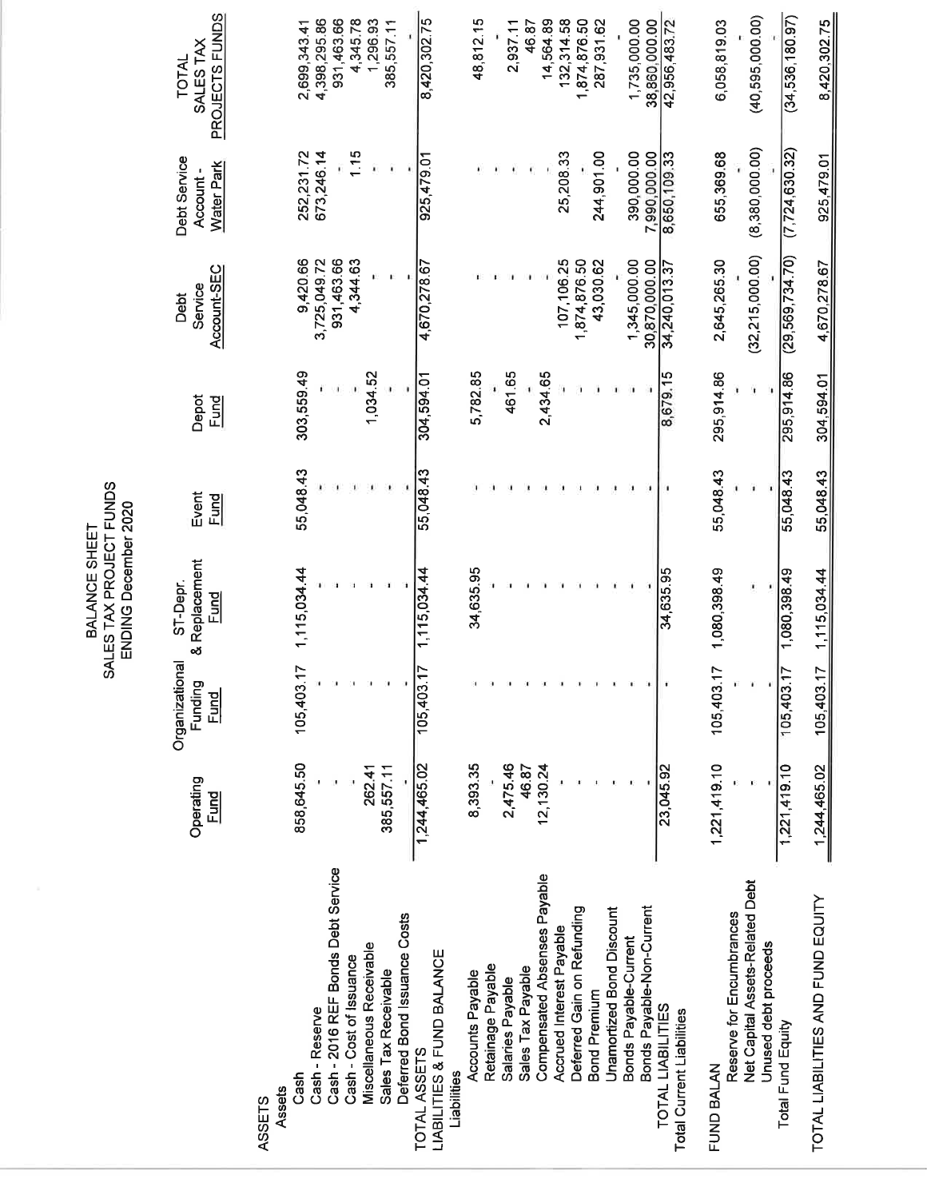# BALANCE SHEET
## SALES TAX PROJECT FUNDS
### ENDING December 2020

| | Operating Fund | Organizational Funding Fund | ST-Depr. & Replacement Fund | Event Fund | Depot Fund | Debt Service Account-SEC | Debt Service Account - Water Park | TOTAL SALES TAX PROJECTS FUNDS |
|---|---|---|---|---|---|---|---|---|
| ASSETS | | | | | | | | |
| Assets | | | | | | | | |
| Cash | 858,645.50 | 105,403.17 | 1,115,034.44 | 55,048.43 | 303,559.49 | 9,420.66 | 252,231.72 | 2,699,343.41 |
| Cash - Reserve | - | - | - | - | - | 3,725,049.72 | 673,246.14 | 4,398,295.86 |
| Cash - 2016 REF Bonds Debt Service | - | - | - | - | - | 931,463.66 | - | 931,463.66 |
| Cash - Cost of Issuance | - | - | - | - | - | 4,344.63 | 1.15 | 4,345.78 |
| Miscellaneous Receivable | 262.41 | - | - | - | 1,034.52 | - | - | 1,296.93 |
| Sales Tax Receivable | 385,557.11 | - | - | - | - | - | - | 385,557.11 |
| Deferred Bond Issuance Costs | - | - | - | - | - | - | - | - |
| TOTAL ASSETS | 1,244,465.02 | 105,403.17 | 1,115,034.44 | 55,048.43 | 304,594.01 | 4,670,278.67 | 925,479.01 | 8,420,302.75 |
| LIABILITIES & FUND BALANCE | | | | | | | | |
| Liabilities | | | | | | | | |
| Accounts Payable | 8,393.35 | - | 34,635.95 | - | 5,782.85 | - | - | 48,812.15 |
| Retainage Payable | - | - | - | - | - | - | - | - |
| Salaries Payable | 2,475.46 | - | - | - | 461.65 | - | - | 2,937.11 |
| Sales Tax Payable | 46.87 | - | - | - | - | - | - | 46.87 |
| Compensated Absenses Payable | 12,130.24 | - | - | - | 2,434.65 | - | - | 14,564.89 |
| Accrued Interest Payable | - | - | - | - | - | 107,106.25 | 25,208.33 | 132,314.58 |
| Deferred Gain on Refunding | - | - | - | - | - | 1,874,876.50 | - | 1,874,876.50 |
| Bond Premium | - | - | - | - | - | 43,030.62 | 244,901.00 | 287,931.62 |
| Unamortized Bond Discount | - | - | - | - | - | - | - | - |
| Bonds Payable-Current | - | - | - | - | - | 1,345,000.00 | 390,000.00 | 1,735,000.00 |
| Bonds Payable-Non-Current | - | - | - | - | - | 30,870,000.00 | 7,990,000.00 | 38,860,000.00 |
| TOTAL LIABILITIES | 23,045.92 | - | 34,635.95 | - | 8,679.15 | 34,240,013.37 | 8,650,109.33 | 42,956,483.72 |
| Total Current Liabilities | | | | | | | | |
| FUND BALAN | | | | | | | | |
| Reserve for Encumbrances | 1,221,419.10 | 105,403.17 | 1,080,398.49 | 55,048.43 | 295,914.86 | 2,645,265.30 | 655,369.68 | 6,058,819.03 |
| Net Capital Assets-Related Debt | - | - | - | - | - | (32,215,000.00) | (8,380,000.00) | (40,595,000.00) |
| Unused debt proceeds | - | - | - | - | - | - | - | - |
| Total Fund Equity | 1,221,419.10 | 105,403.17 | 1,080,398.49 | 55,048.43 | 295,914.86 | (29,569,734.70) | (7,724,630.32) | (34,536,180.97) |
| TOTAL LIABILITIES AND FUND EQUITY | 1,244,465.02 | 105,403.17 | 1,115,034.44 | 55,048.43 | 304,594.01 | 4,670,278.67 | 925,479.01 | 8,420,302.75 |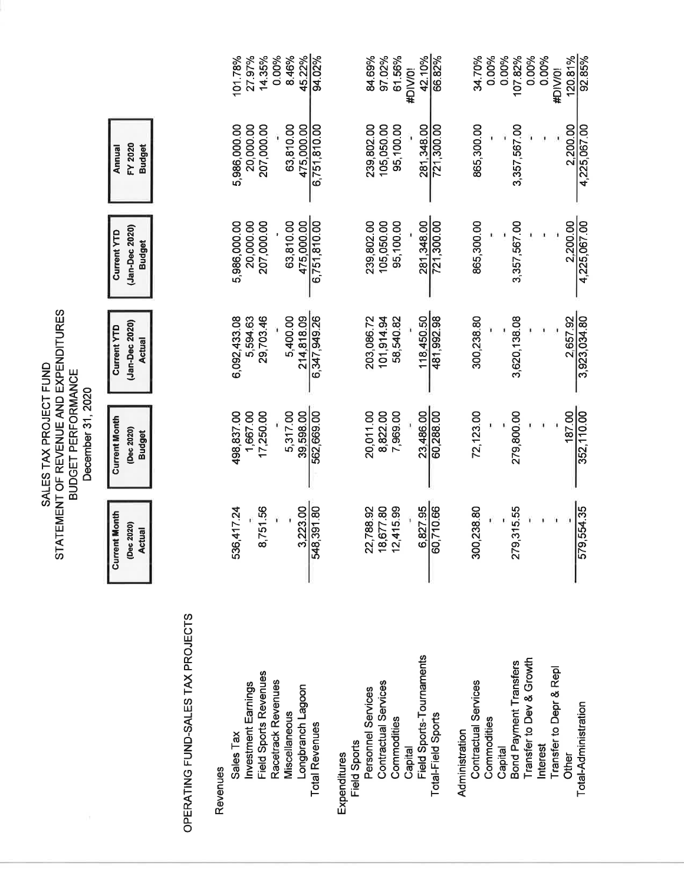# SALES TAX PROJECT FUND
## STATEMENT OF REVENUE AND EXPENDITURES
## BUDGET PERFORMANCE
## December 31, 2020

OPERATING FUND-SALES TAX PROJECTS

| | Current Month (Dec 2020) Actual | Current Month (Dec 2020) Budget | Current YTD (Jan-Dec 2020) Actual | Current YTD (Jan-Dec 2020) Budget | Annual FY 2020 Budget | |
|---|---|---|---|---|---|---|
| **Revenues** | | | | | | |
| Sales Tax | 536,417.24 | 498,837.00 | 6,092,433.08 | 5,986,000.00 | 5,986,000.00 | 101.78% |
| Investment Earnings | - | 1,667.00 | 5,594.63 | 20,000.00 | 20,000.00 | 27.97% |
| Field Sports Revenues | 8,751.56 | 17,250.00 | 29,703.46 | 207,000.00 | 207,000.00 | 14.35% |
| Racetrack Revenues | - | - | - | - | - | 0.00% |
| Miscellaneous | - | 5,317.00 | 5,400.00 | 63,810.00 | 63,810.00 | 8.46% |
| Longbranch Lagoon | 3,223.00 | 39,598.00 | 214,818.09 | 475,000.00 | 475,000.00 | 45.22% |
| Total Revenues | 548,391.80 | 562,669.00 | 6,347,949.26 | 6,751,810.00 | 6,751,810.00 | 94.02% |
| **Expenditures** | | | | | | |
| Field Sports | | | | | | |
| Personnel Services | 22,788.92 | 20,011.00 | 203,086.72 | 239,802.00 | 239,802.00 | 84.69% |
| Contractual Services | 18,677.80 | 8,822.00 | 101,914.94 | 105,050.00 | 105,050.00 | 97.02% |
| Commodities | 12,415.99 | 7,969.00 | 58,540.82 | 95,100.00 | 95,100.00 | 61.56% |
| Capital | - | - | - | - | - | #DIV/0! |
| Field Sports-Tournaments | 6,827.95 | 23,486.00 | 118,450.50 | 281,348.00 | 281,348.00 | 42.10% |
| Total-Field Sports | 60,710.66 | 60,288.00 | 481,992.98 | 721,300.00 | 721,300.00 | 66.82% |
| Administration | | | | | | |
| Contractual Services | 300,238.80 | 72,123.00 | 300,238.80 | 865,300.00 | 865,300.00 | 34.70% |
| Commodities | - | - | - | - | - | 0.00% |
| Capital | - | - | - | - | - | 0.00% |
| Bond Payment Transfers | 279,315.55 | 279,800.00 | 3,620,138.08 | 3,357,567.00 | 3,357,567.00 | 107.82% |
| Transfer to Dev & Growth | - | - | - | - | - | 0.00% |
| Interest | - | - | - | - | - | 0.00% |
| Transfer to Depr & Repl | - | - | - | - | - | #DIV/0! |
| Other | - | 187.00 | 2,657.92 | 2,200.00 | 2,200.00 | 120.81% |
| Total-Administration | 579,554.35 | 352,110.00 | 3,923,034.80 | 4,225,067.00 | 4,225,067.00 | 92.85% |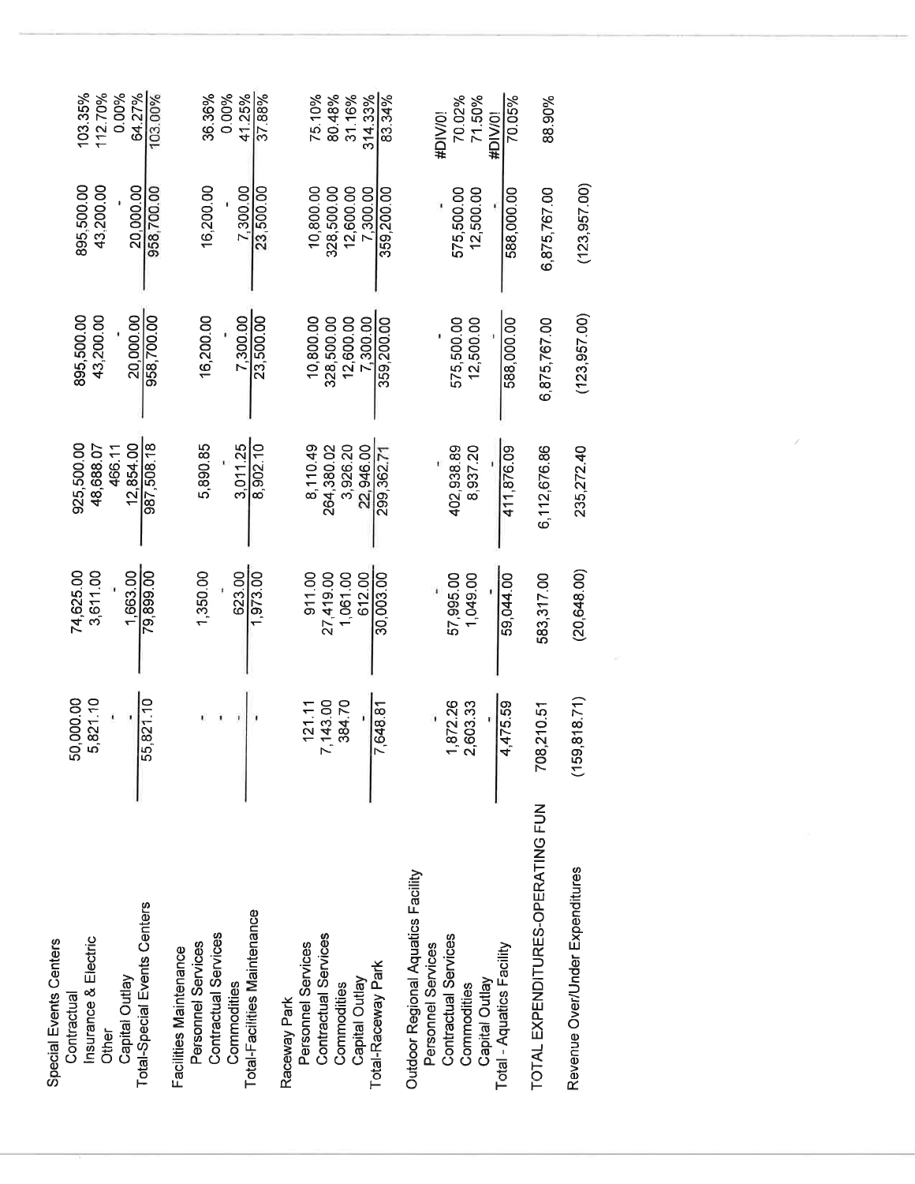| | | | | | | |
|---|---|---|---|---|---|---|
| **Special Events Centers** | | | | | | |
| Contractual | 50,000.00 | 74,625.00 | 925,500.00 | 895,500.00 | 895,500.00 | 103.35% |
| Insurance & Electric | 5,821.10 | 3,611.00 | 48,688.07 | 43,200.00 | 43,200.00 | 112.70% |
| Other | - | - | 466.11 | - | - | 0.00% |
| Capital Outlay | - | 1,663.00 | 12,854.00 | 20,000.00 | 20,000.00 | 64.27% |
| Total-Special Events Centers | 55,821.10 | 79,899.00 | 987,508.18 | 958,700.00 | 958,700.00 | 103.00% |
| **Facilities Maintenance** | | | | | | |
| Personnel Services | - | 1,350.00 | 5,890.85 | 16,200.00 | 16,200.00 | 36.36% |
| Contractual Services | - | - | | - | - | 0.00% |
| Commodities | - | 623.00 | 3,011.25 | 7,300.00 | 7,300.00 | 41.25% |
| Total-Facilities Maintenance | - | 1,973.00 | 8,902.10 | 23,500.00 | 23,500.00 | 37.88% |
| **Raceway Park** | | | | | | |
| Personnel Services | 121.11 | 911.00 | 8,110.49 | 10,800.00 | 10,800.00 | 75.10% |
| Contractual Services | 7,143.00 | 27,419.00 | 264,380.02 | 328,500.00 | 328,500.00 | 80.48% |
| Commodities | 384.70 | 1,061.00 | 3,926.20 | 12,600.00 | 12,600.00 | 31.16% |
| Capital Outlay | - | 612.00 | 22,946.00 | 7,300.00 | 7,300.00 | 314.33% |
| Total-Raceway Park | 7,648.81 | 30,003.00 | 299,362.71 | 359,200.00 | 359,200.00 | 83.34% |
| **Outdoor Regional Aquatics Facility** | | | | | | |
| Personnel Services | - | - | - | - | - | #DIV/0! |
| Contractual Services | 1,872.26 | 57,995.00 | 402,938.89 | 575,500.00 | 575,500.00 | 70.02% |
| Commodities | 2,603.33 | 1,049.00 | 8,937.20 | 12,500.00 | 12,500.00 | 71.50% |
| Capital Outlay | - | - | - | - | - | #DIV/0! |
| Total - Aquatics Facility | 4,475.59 | 59,044.00 | 411,876.09 | 588,000.00 | 588,000.00 | 70.05% |
| TOTAL EXPENDITURES-OPERATING FUN | 708,210.51 | 583,317.00 | 6,112,676.86 | 6,875,767.00 | 6,875,767.00 | 88.90% |
| Revenue Over/Under Expenditures | (159,818.71) | (20,648.00) | 235,272.40 | (123,957.00) | (123,957.00) | |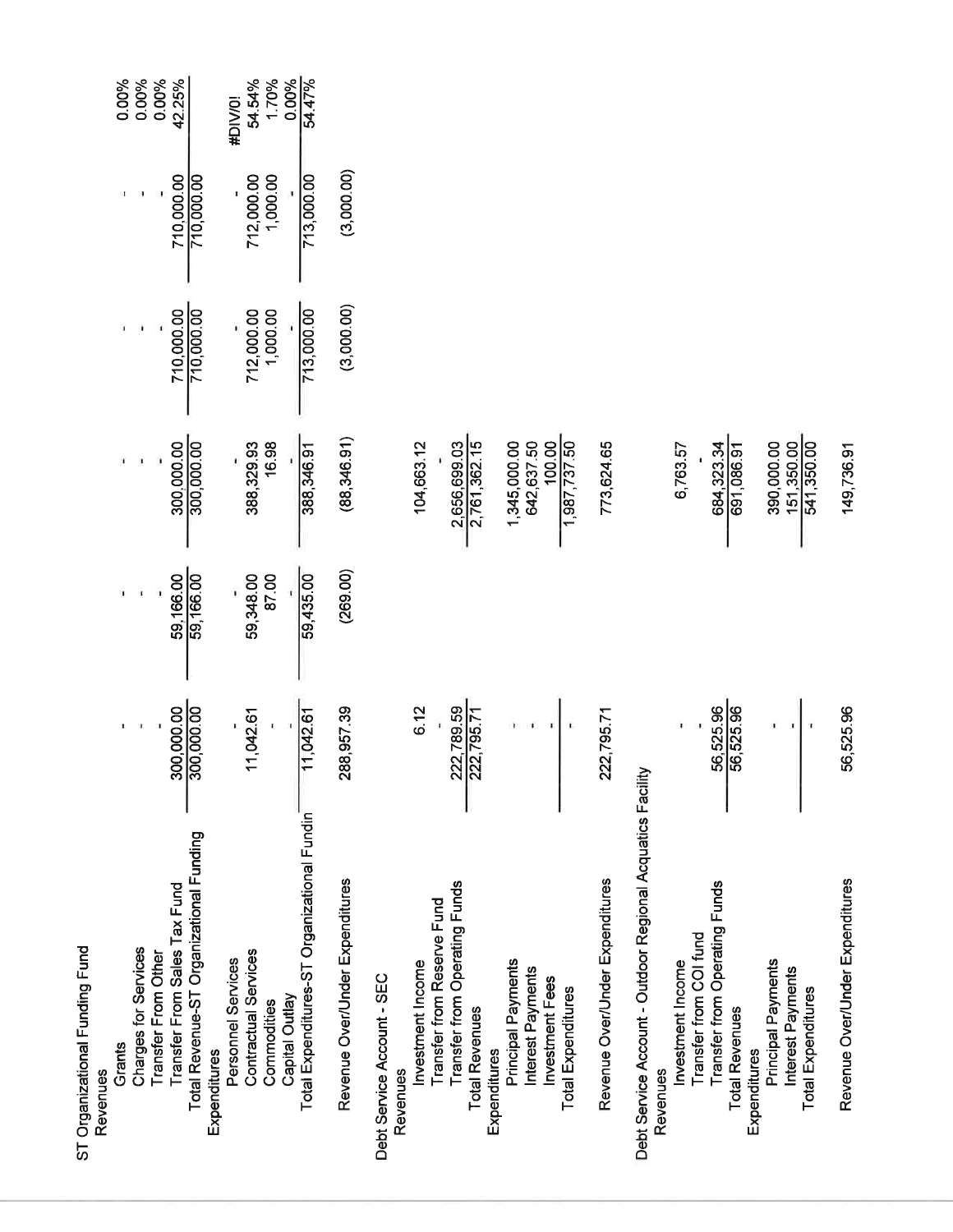| | | | | | | |
|---|---|---|---|---|---|---|
| **ST Organizational Funding Fund** | | | | | | |
| Revenues | | | | | | |
| Grants | - | - | - | - | - | 0.00% |
| Charges for Services | - | - | - | - | - | 0.00% |
| Transfer From Other | - | - | - | - | - | 0.00% |
| Transfer From Sales Tax Fund | 300,000.00 | 59,166.00 | 300,000.00 | 710,000.00 | 710,000.00 | 42.25% |
| Total Revenue-ST Organizational Funding | 300,000.00 | 59,166.00 | 300,000.00 | 710,000.00 | 710,000.00 | |
| Expenditures | | | | | | |
| Personnel Services | - | - | - | - | - | #DIV/0! |
| Contractual Services | 11,042.61 | 59,348.00 | 388,329.93 | 712,000.00 | 712,000.00 | 54.54% |
| Commodities | - | 87.00 | 16.98 | 1,000.00 | 1,000.00 | 1.70% |
| Capital Outlay | - | - | - | - | - | 0.00% |
| Total Expenditures-ST Organizational Fundin | 11,042.61 | 59,435.00 | 388,346.91 | 713,000.00 | 713,000.00 | 54.47% |
| | | | | | | |
| Revenue Over/Under Expenditures | 288,957.39 | (269.00) | (88,346.91) | (3,000.00) | (3,000.00) | |
| | | | | | | |
| **Debt Service Account - SEC** | | | | | | |
| Revenues | | | | | | |
| Investment Income | 6.12 | | 104,663.12 | | | |
| Transfer from Reserve Fund | - | | - | | | |
| Transfer from Operating Funds | 222,789.59 | | 2,656,699.03 | | | |
| Total Revenues | 222,795.71 | | 2,761,362.15 | | | |
| Expenditures | | | | | | |
| Principal Payments | - | | 1,345,000.00 | | | |
| Interest Payments | - | | 642,637.50 | | | |
| Investment Fees | - | | 100.00 | | | |
| Total Expenditures | - | | 1,987,737.50 | | | |
| | | | | | | |
| Revenue Over/Under Expenditures | 222,795.71 | | 773,624.65 | | | |
| | | | | | | |
| **Debt Service Account - Outdoor Regional Acquatics Facility** | | | | | | |
| Revenues | | | | | | |
| Investment Income | - | | 6,763.57 | | | |
| Transfer from COI fund | - | | - | | | |
| Transfer from Operating Funds | 56,525.96 | | 684,323.34 | | | |
| Total Revenues | 56,525.96 | | 691,086.91 | | | |
| Expenditures | | | | | | |
| Principal Payments | - | | 390,000.00 | | | |
| Interest Payments | - | | 151,350.00 | | | |
| Total Expenditures | - | | 541,350.00 | | | |
| | | | | | | |
| Revenue Over/Under Expenditures | 56,525.96 | | 149,736.91 | | | |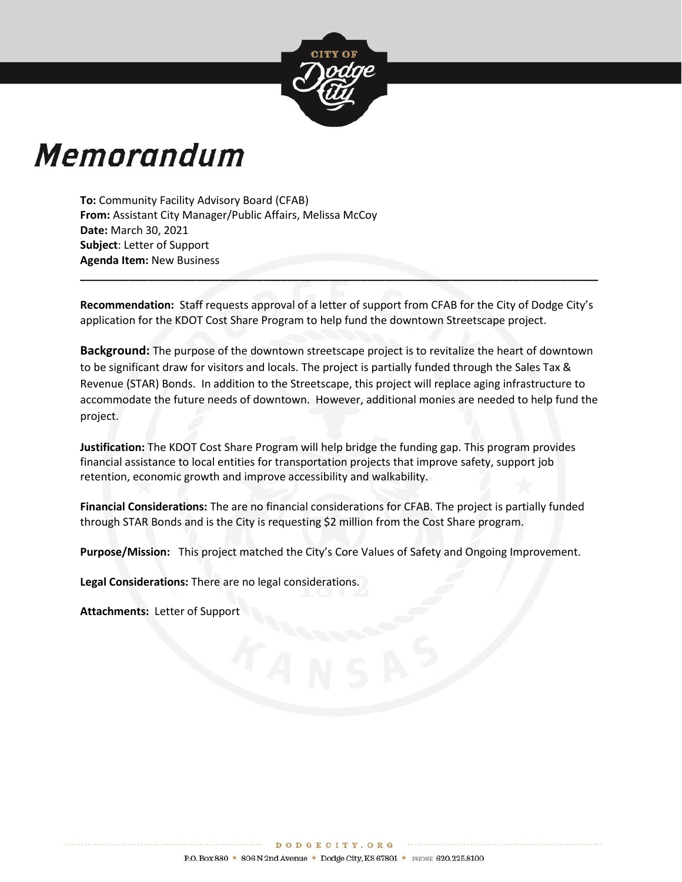# Memorandum

**To:** Community Facility Advisory Board (CFAB)
**From:** Assistant City Manager/Public Affairs, Melissa McCoy
**Date:** March 30, 2021
**Subject**: Letter of Support
**Agenda Item:** New Business

---

**Recommendation:** Staff requests approval of a letter of support from CFAB for the City of Dodge City's application for the KDOT Cost Share Program to help fund the downtown Streetscape project.

**Background:** The purpose of the downtown streetscape project is to revitalize the heart of downtown to be significant draw for visitors and locals. The project is partially funded through the Sales Tax & Revenue (STAR) Bonds. In addition to the Streetscape, this project will replace aging infrastructure to accommodate the future needs of downtown. However, additional monies are needed to help fund the project.

**Justification:** The KDOT Cost Share Program will help bridge the funding gap. This program provides financial assistance to local entities for transportation projects that improve safety, support job retention, economic growth and improve accessibility and walkability.

**Financial Considerations:** The are no financial considerations for CFAB. The project is partially funded through STAR Bonds and is the City is requesting $2 million from the Cost Share program.

**Purpose/Mission:** This project matched the City's Core Values of Safety and Ongoing Improvement.

**Legal Considerations:** There are no legal considerations.

**Attachments:** Letter of Support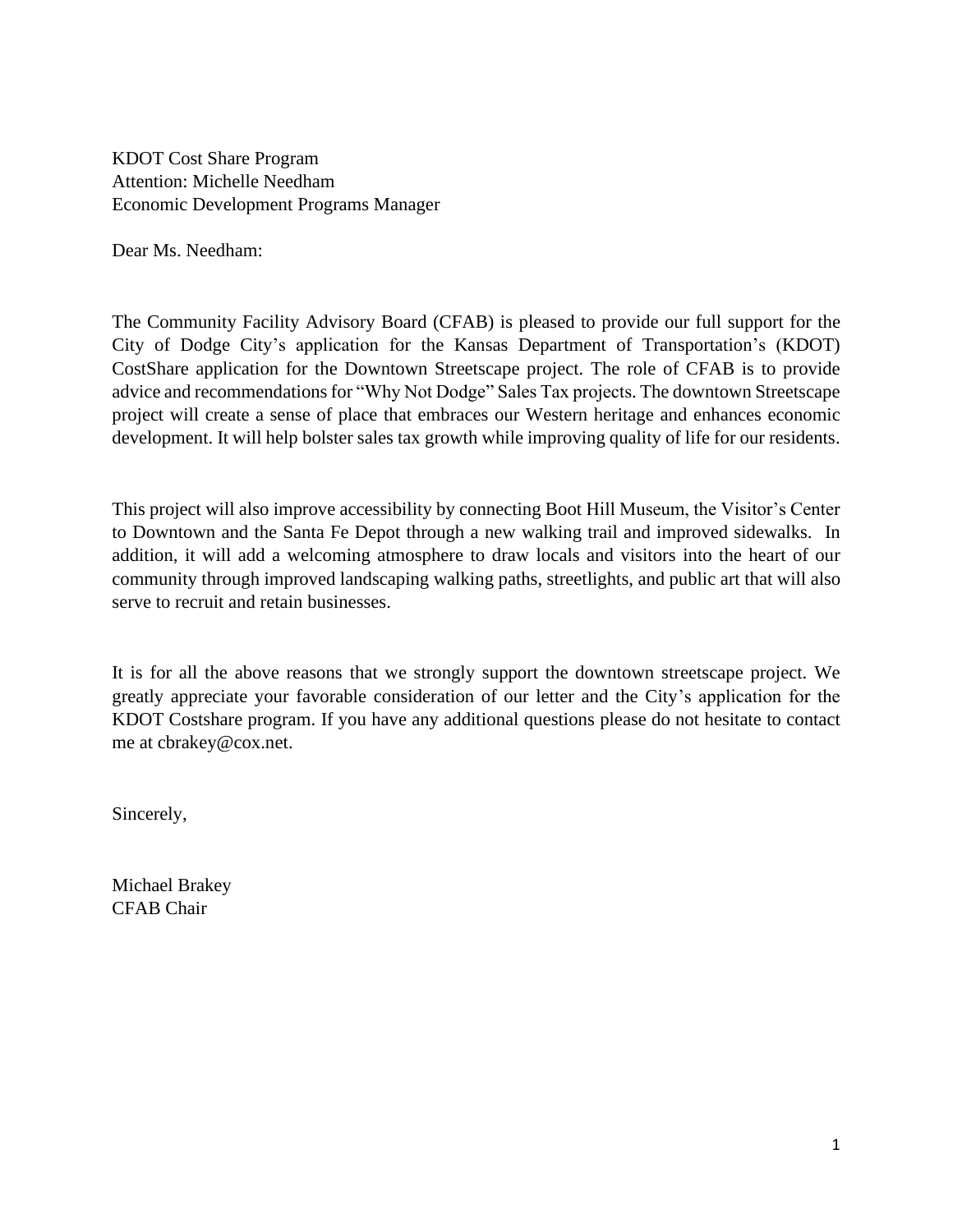KDOT Cost Share Program
Attention: Michelle Needham
Economic Development Programs Manager

Dear Ms. Needham:

The Community Facility Advisory Board (CFAB) is pleased to provide our full support for the City of Dodge City's application for the Kansas Department of Transportation's (KDOT) CostShare application for the Downtown Streetscape project. The role of CFAB is to provide advice and recommendations for "Why Not Dodge" Sales Tax projects. The downtown Streetscape project will create a sense of place that embraces our Western heritage and enhances economic development. It will help bolster sales tax growth while improving quality of life for our residents.

This project will also improve accessibility by connecting Boot Hill Museum, the Visitor's Center to Downtown and the Santa Fe Depot through a new walking trail and improved sidewalks. In addition, it will add a welcoming atmosphere to draw locals and visitors into the heart of our community through improved landscaping walking paths, streetlights, and public art that will also serve to recruit and retain businesses.

It is for all the above reasons that we strongly support the downtown streetscape project. We greatly appreciate your favorable consideration of our letter and the City's application for the KDOT Costshare program. If you have any additional questions please do not hesitate to contact me at cbrakey@cox.net.

Sincerely,

Michael Brakey
CFAB Chair